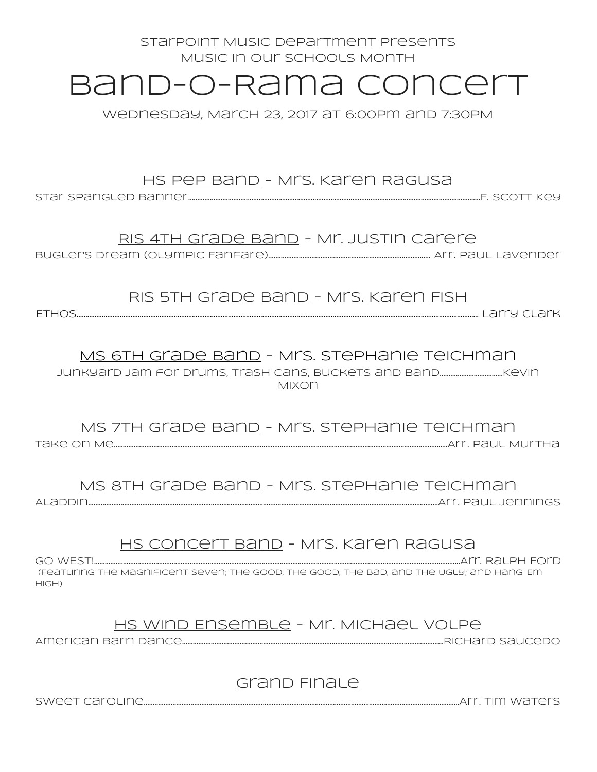Starpoint Music Department Presents

Music in Our Schools Month

# Band-O-Rama Concert

Wednesday, March 23, 2017 at 6:00PM and 7:30PM

## HS Pep Band - Mrs. Karen Ragusa

Star Spangled Banner........................................F. Scott Key

## RIS 4th Grade Band - Mr. Justin Carere

Bugler's Dream (Olympic Fanfare)........................................ Arr. Paul Lavender

## RIS 5th Grade Band - Mrs. Karen Fish

Ethos........................................ Larry Clark

## MS 6th Grade Band - Mrs. Stephanie Teichman

Junkyard Jam for Drums, Trash Cans, Buckets and Band........................................Kevin Mixon

## MS 7th Grade Band - Mrs. Stephanie Teichman

Take On Me........................................Arr. Paul Murtha

## MS 8th Grade Band - Mrs. Stephanie Teichman

Aladdin........................................Arr. Paul Jennings

## HS Concert Band - Mrs. Karen Ragusa

Go West!........................................Arr. Ralph Ford

(featuring The Magnificent Seven; The Good, The Good, The Bad, and The Ugly; and Hang 'Em High)

## HS Wind Ensemble - Mr. Michael Volpe

American Barn Dance........................................Richard Saucedo

## Grand Finale

Sweet Caroline........................................Arr. Tim Waters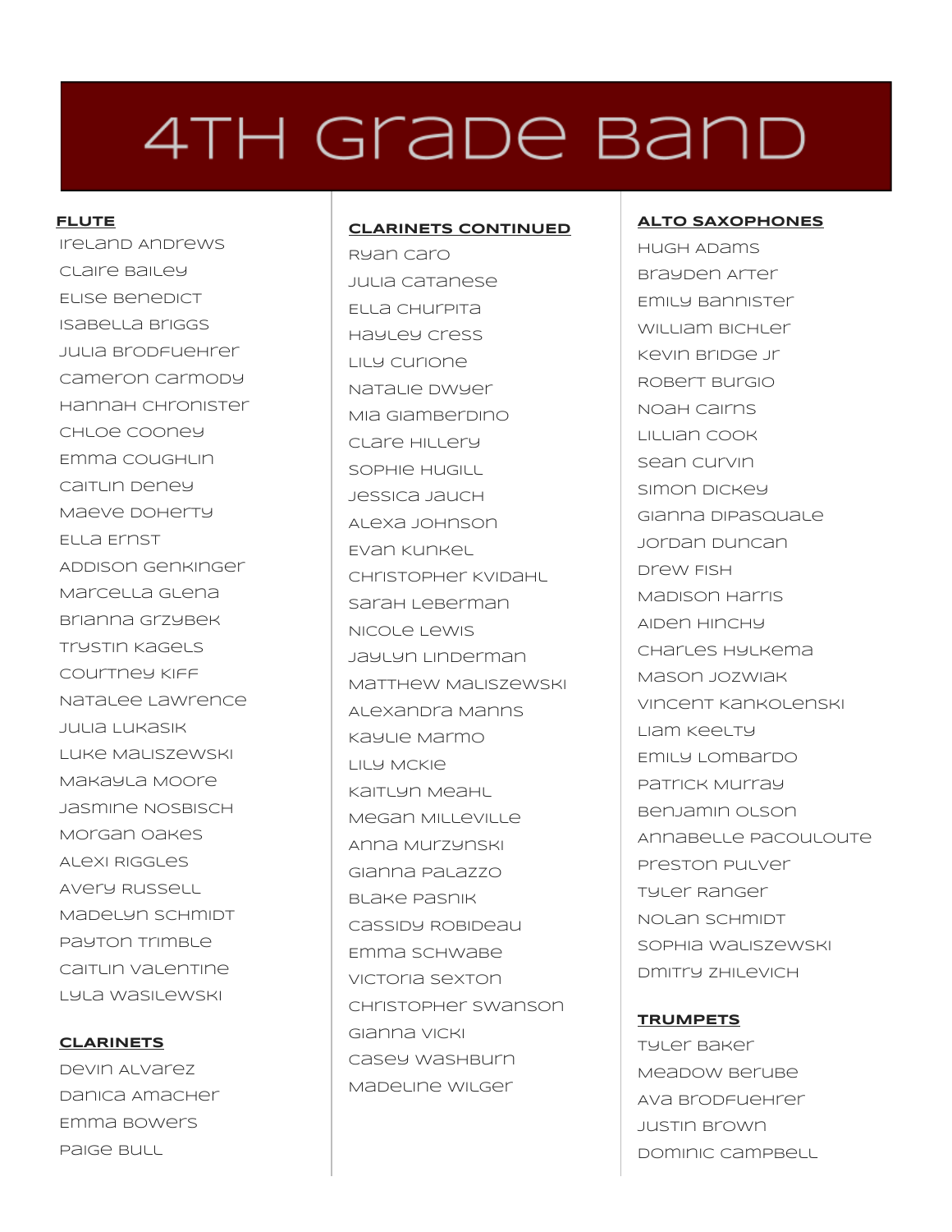# 4TH Grade Band

**FLUTE**

Ireland Andrews
Claire Bailey
Elise Benedict
Isabella Briggs
Julia Brodfuehrer
Cameron Carmody
Hannah Chronister
Chloe Cooney
Emma Coughlin
Caitlin Deney
Maeve Doherty
Ella Ernst
Addison Genkinger
Marcella Glena
Brianna Grzybek
Trystin Kagels
Courtney Kiff
Natalee Lawrence
Julia Lukasik
Luke Maliszewski
Makayla Moore
Jasmine Nosbisch
Morgan Oakes
Alexi Riggles
Avery Russell
Madelyn Schmidt
Payton Trimble
Caitlin Valentine
Lyla Wasilewski

**CLARINETS**

Devin Alvarez
Danica Amacher
Emma Bowers
Paige Bull

**CLARINETS CONTINUED**

Ryan Caro
Julia Catanese
Ella Churpita
Hayley Cress
Lily Curione
Natalie Dwyer
Mia Giamberdino
Clare Hillery
Sophie Hugill
Jessica Jauch
Alexa Johnson
Evan Kunkel
Christopher Kvidahl
Sarah Leberman
Nicole Lewis
Jaylyn Linderman
Matthew Maliszewski
Alexandra Manns
Kaylie Marmo
Lily McKie
Kaitlyn Meahl
Megan Milleville
Anna Murzynski
Gianna Palazzo
Blake Pasnik
Cassidy Robideau
Emma Schwabe
Victoria Sexton
Christopher Swanson
Gianna Vicki
Casey Washburn
Madeline Wilger

**ALTO SAXOPHONES**

Hugh Adams
Brayden Arter
Emily Bannister
William Bichler
Kevin Bridge Jr
Robert Burgio
Noah Cairns
Lillian Cook
Sean Curvin
Simon Dickey
Gianna DiPasquale
Jordan Duncan
Drew Fish
Madison Harris
Aiden Hinchy
Charles Hylkema
Mason Jozwiak
Vincent Kankolenski
Liam Keelty
Emily Lombardo
Patrick Murray
Benjamin Olson
Annabelle Pacouloute
Preston Pulver
Tyler Ranger
Nolan Schmidt
Sophia Waliszewski
Dmitry Zhilevich

**TRUMPETS**

Tyler Baker
Meadow Berube
Ava Brodfuehrer
Justin Brown
Dominic Campbell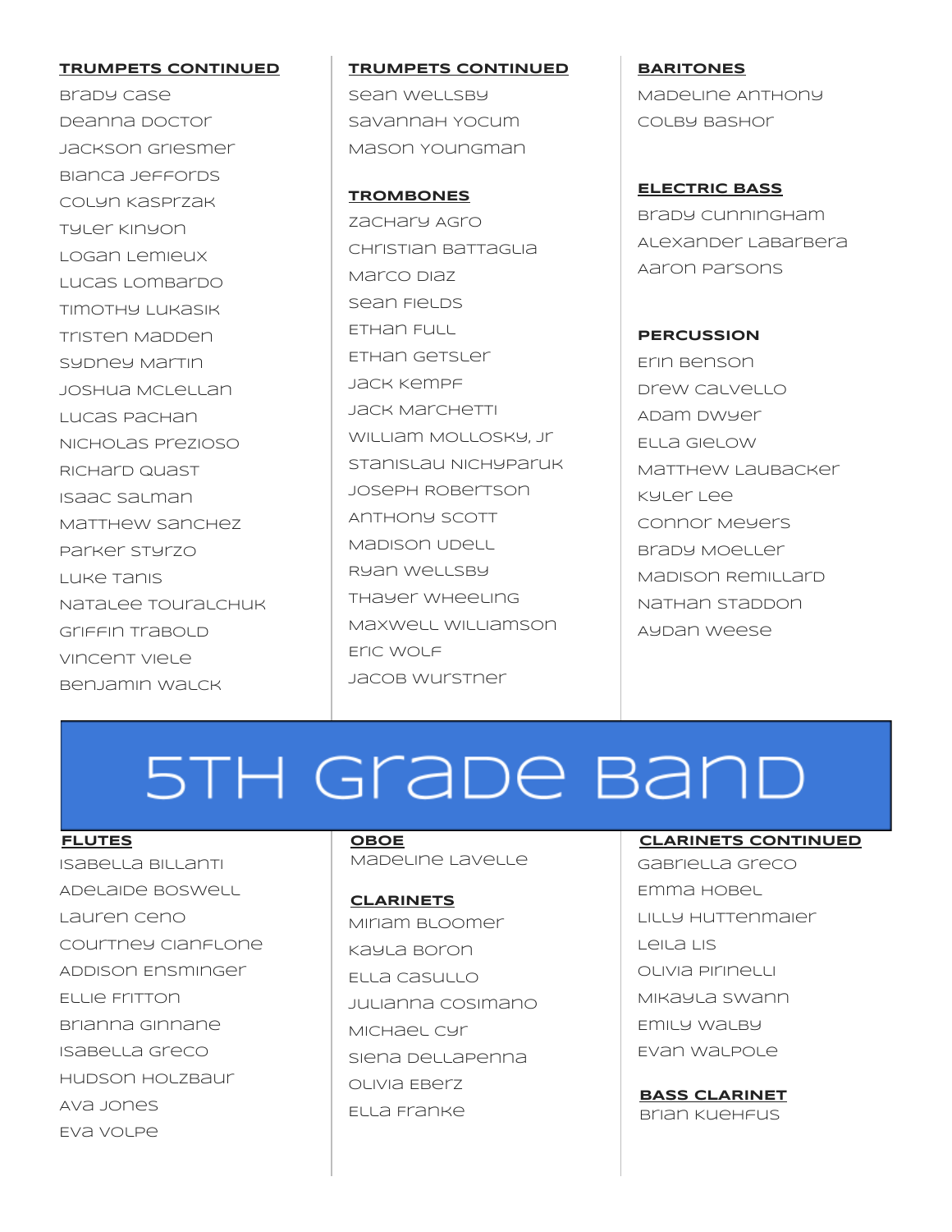**TRUMPETS CONTINUED**

Brady Case
Deanna Doctor
Jackson Griesmer
Bianca Jeffords
Colyn Kasprzak
Tyler Kinyon
Logan Lemieux
Lucas Lombardo
Timothy Lukasik
Tristen Madden
Sydney Martin
Joshua McLellan
Lucas Pachan
Nicholas Prezioso
Richard Quast
Isaac Salman
Matthew Sanchez
Parker Styrzo
Luke Tanis
Natalee Touralchuk
Griffin Trabold
Vincent Viele
Benjamin Walck

**TRUMPETS CONTINUED**

Sean Wellsby
Savannah Yocum
Mason Youngman

**TROMBONES**

Zachary Agro
Christian Battaglia
Marco Diaz
Sean Fields
Ethan Full
Ethan Getsler
Jack Kempf
Jack Marchetti
William Mollosky, Jr
Stanislau Nichyparuk
Joseph Robertson
Anthony Scott
Madison Udell
Ryan Wellsby
Thayer Wheeling
Maxwell Williamson
Eric Wolf
Jacob Wurstner

**BARITONES**

Madeline Anthony
Colby Bashor

**ELECTRIC BASS**

Brady Cunningham
Alexander LaBarbera
Aaron Parsons

**PERCUSSION**

Erin Benson
Drew Calvello
Adam Dwyer
Ella Gielow
Matthew Laubacker
Kyler Lee
Connor Meyers
Brady Moeller
Madison Remillard
Nathan Staddon
Aydan Weese

# 5TH Grade Band

**FLUTES**

Isabella Billanti
Adelaide Boswell
Lauren Ceno
Courtney Cianflone
Addison Ensminger
Ellie Fritton
Brianna Ginnane
Isabella Greco
Hudson Holzbaur
Ava Jones
Eva Volpe

**OBOE**

Madeline Lavelle

**CLARINETS**

Miriam Bloomer
Kayla Boron
Ella Casullo
Julianna Cosimano
Michael Cyr
Siena DellaPenna
Olivia Eberz
Ella Franke

**CLARINETS CONTINUED**

Gabriella Greco
Emma Hobel
Lilly Huttenmaier
Leila Lis
Olivia Pirinelli
Mikayla Swann
Emily Walby
Evan Walpole

**BASS CLARINET**

Brian Kuehfus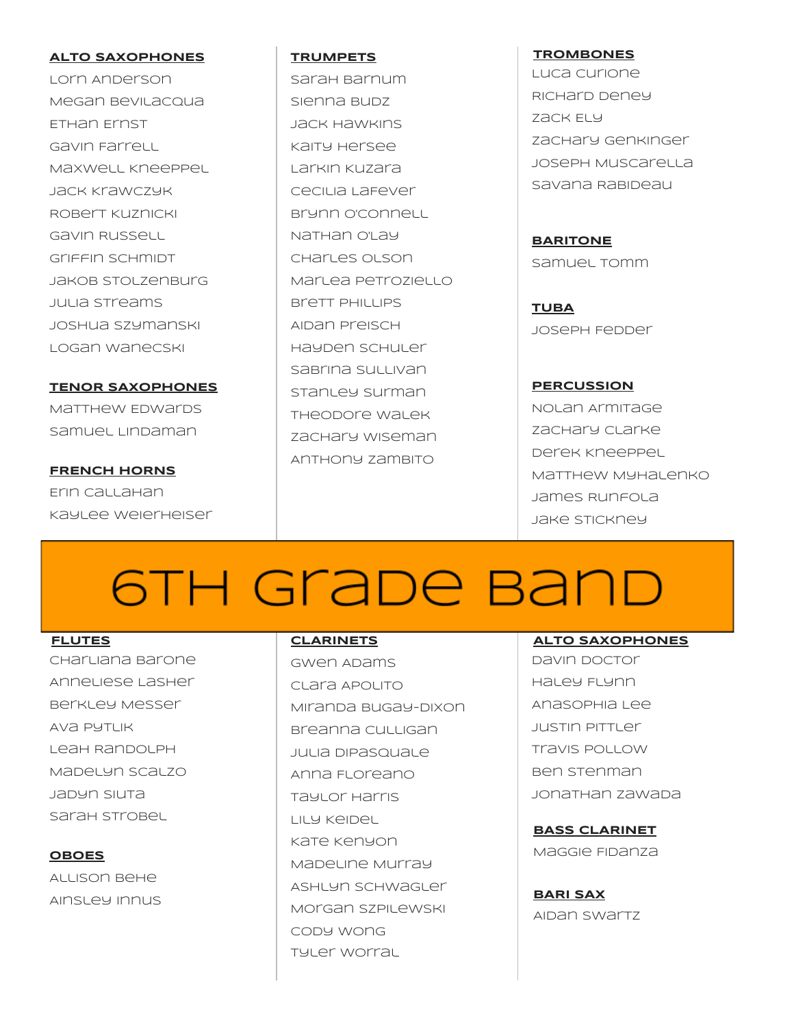**ALTO SAXOPHONES**

Lorn Anderson
Megan Bevilacqua
Ethan Ernst
Gavin Farrell
Maxwell Kneeppel
Jack Krawczyk
Robert Kuznicki
Gavin Russell
Griffin Schmidt
Jakob Stolzenburg
Julia Streams
Joshua Szymanski
Logan Wanecski

**TENOR SAXOPHONES**

Matthew Edwards
Samuel Lindaman

**FRENCH HORNS**

Erin Callahan
Kaylee Weierheiser

**TRUMPETS**

Sarah Barnum
Sienna Budz
Jack Hawkins
Kaity Hersee
Larkin Kuzara
Cecilia LaFever
Brynn O'Connell
Nathan O'Lay
Charles Olson
Marlea Petroziello
Brett Phillips
Aidan Preisch
Hayden Schuler
Sabrina Sullivan
Stanley Surman
Theodore Walek
Zachary Wiseman
Anthony Zambito

**TROMBONES**

Luca Curione
Richard Deney
Zack Ely
Zachary Genkinger
Joseph Muscarella
Savana Rabideau

**BARITONE**

Samuel Tomm

**TUBA**

Joseph Fedder

**PERCUSSION**

Nolan Armitage
Zachary Clarke
Derek Kneeppel
Matthew Myhalenko
James Runfola
Jake Stickney

# 6th Grade Band

**FLUTES**

Charliana Barone
Anneliese Lasher
Berkley Messer
Ava Pytlik
Leah Randolph
Madelyn Scalzo
Jadyn Siuta
Sarah Strobel

**OBOES**

Allison Behe
Ainsley Innus

**CLARINETS**

Gwen Adams
Clara Apolito
Miranda Bugay-Dixon
Breanna Culligan
Julia DiPasquale
Anna Floreano
Taylor Harris
Lily Keidel
Kate Kenyon
Madeline Murray
Ashlyn Schwagler
Morgan Szpilewski
Cody Wong
Tyler Worral

**ALTO SAXOPHONES**

Davin Doctor
Haley Flynn
Anasophia Lee
Justin Pittler
Travis Pollow
Ben Stenman
Jonathan Zawada

**BASS CLARINET**

Maggie Fidanza

**BARI SAX**

Aidan Swartz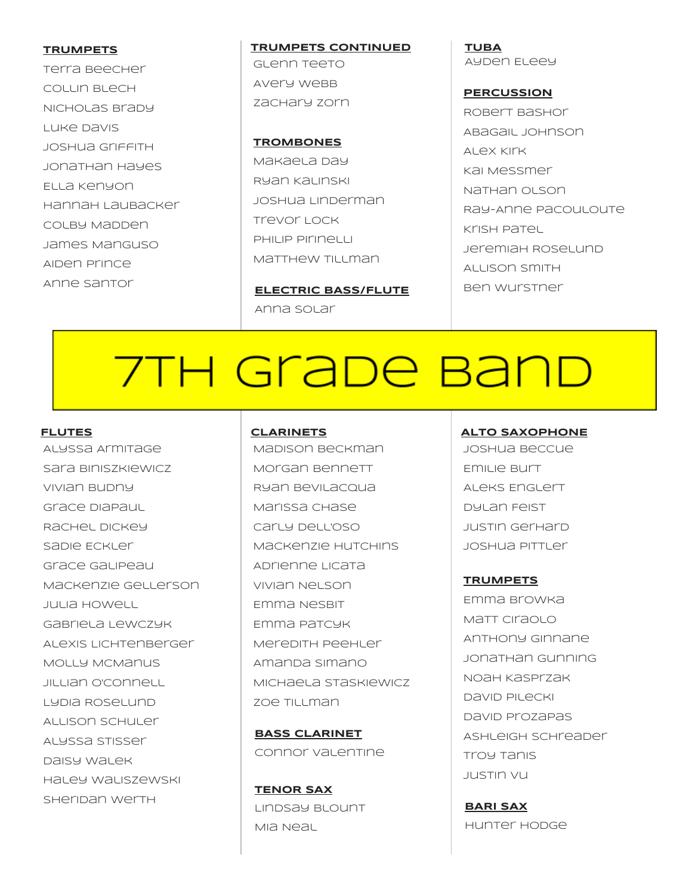**TRUMPETS**

Terra Beecher
Collin Blech
Nicholas Brady
Luke Davis
Joshua Griffith
Jonathan Hayes
Ella Kenyon
Hannah Laubacker
Colby Madden
James Manguso
Aiden Prince
Anne Santor

**TRUMPETS CONTINUED**

Glenn Teeto
Avery Webb
Zachary Zorn

**TROMBONES**

Makaela Day
Ryan Kalinski
Joshua Linderman
Trevor Lock
Philip Pirinelli
Matthew Tillman

**ELECTRIC BASS/FLUTE**

Anna Solar

**TUBA**

Ayden Eleey

**PERCUSSION**

Robert Bashor
Abagail Johnson
Alex Kirk
Kai Messmer
Nathan Olson
Ray-Anne Pacouloute
Krish Patel
Jeremiah Roselund
Allison Smith
Ben Wurstner

# 7TH Grade Band

**FLUTES**

Alyssa Armitage
Sara Biniszkiewicz
Vivian Budny
Grace DiaPaul
Rachel Dickey
Sadie Eckler
Grace Galipeau
Mackenzie Gellerson
Julia Howell
Gabriela Lewczyk
Alexis Lichtenberger
Molly McManus
Jillian O'Connell
Lydia Roselund
Allison Schuler
Alyssa Stisser
Daisy Walek
Haley Waliszewski
Sheridan Werth

**CLARINETS**

Madison Beckman
Morgan Bennett
Ryan Bevilacqua
Marissa Chase
Carly Dell'Oso
Mackenzie Hutchins
Adrienne Licata
Vivian Nelson
Emma Nesbit
Emma Patcyk
Meredith Peehler
Amanda Simano
Michaela Staskiewicz
Zoe Tillman

**BASS CLARINET**

Connor Valentine

**TENOR SAX**

Lindsay Blount
Mia Neal

**ALTO SAXOPHONE**

Joshua Beccue
Emilie Burt
Aleks Englert
Dylan Feist
Justin Gerhard
Joshua Pittler

**TRUMPETS**

Emma Browka
Matt Ciraolo
Anthony Ginnane
Jonathan Gunning
Noah Kasprzak
David Pilecki
David Prozapas
Ashleigh Schreader
Troy Tanis
Justin Vu

**BARI SAX**

Hunter Hodge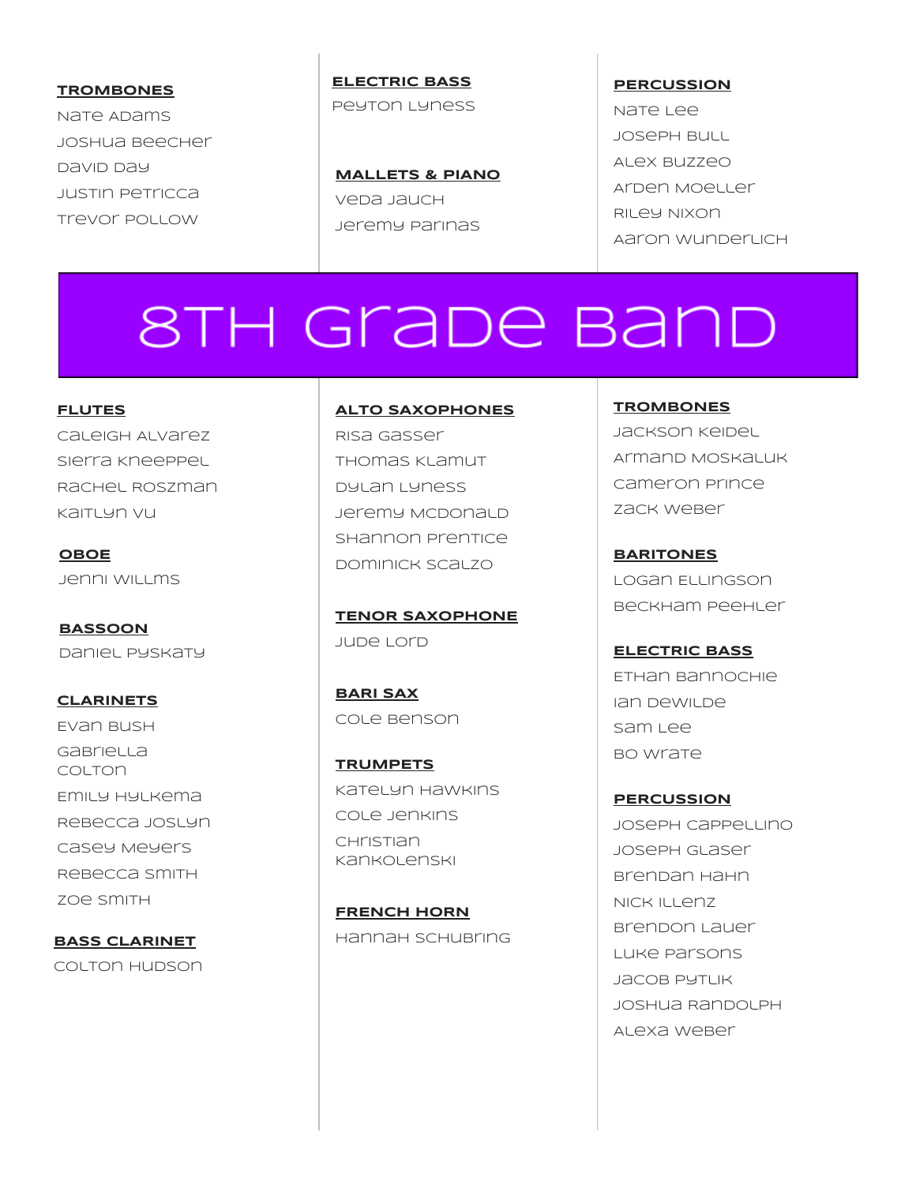**TROMBONES**

Nate Adams
Joshua Beecher
David Day
Justin Petricca
Trevor Pollow

**ELECTRIC BASS**

Peyton Lyness

**MALLETS & PIANO**

Veda Jauch
Jeremy Parinas

**PERCUSSION**

Nate Lee
Joseph Bull
Alex Buzzeo
Arden Moeller
Riley Nixon
Aaron Wunderlich

# 8TH Grade Band

**FLUTES**

Caleigh Alvarez
Sierra Kneeppel
Rachel Roszman
Kaitlyn Vu

**OBOE**

Jenni Willms

**BASSOON**

Daniel Pyskaty

**CLARINETS**

Evan Bush
Gabriella Colton
Emily Hylkema
Rebecca Joslyn
Casey Meyers
Rebecca Smith
Zoe Smith

**BASS CLARINET**

Colton Hudson

**ALTO SAXOPHONES**

Risa Gasser
Thomas Klamut
Dylan Lyness
Jeremy McDonald
Shannon Prentice
Dominick Scalzo

**TENOR SAXOPHONE**

Jude Lord

**BARI SAX**

Cole Benson

**TRUMPETS**

Katelyn Hawkins
Cole Jenkins
Christian Kankolenski

**FRENCH HORN**

Hannah Schubring

**TROMBONES**

Jackson Keidel
Armand Moskaluk
Cameron Prince
Zack Weber

**BARITONES**

Logan Ellingson
Beckham Peehler

**ELECTRIC BASS**

Ethan Bannochie
Ian DeWilde
Sam Lee
Bo Wrate

**PERCUSSION**

Joseph Cappellino
Joseph Glaser
Brendan Hahn
Nick Illenz
Brendon Lauer
Luke Parsons
Jacob Pytlik
Joshua Randolph
Alexa Weber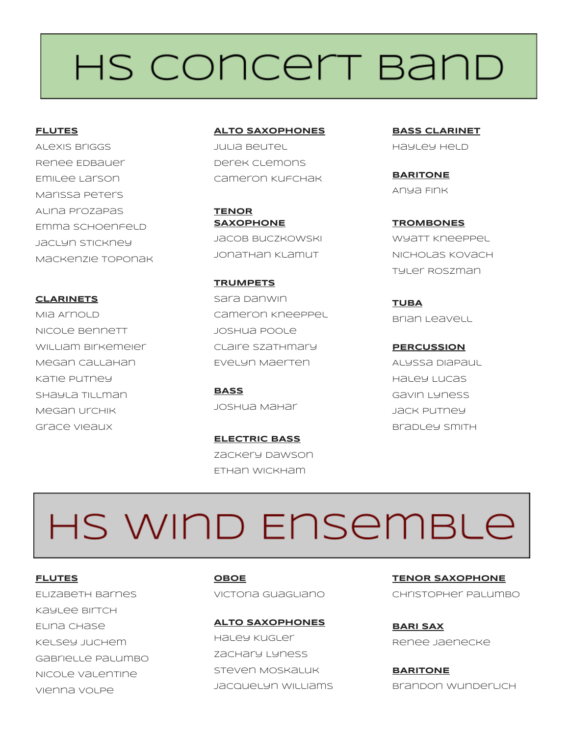# HS Concert Band

**FLUTES**

Alexis Briggs
Renee Edbauer
Emilee Larson
Marissa Peters
Alina Prozapas
Emma Schoenfeld
Jaclyn Stickney
Mackenzie Toponak

**CLARINETS**

Mia Arnold
Nicole Bennett
William Birkemeier
Megan Callahan
Katie Putney
Shayla Tillman
Megan Urchik
Grace Vieaux

**ALTO SAXOPHONES**

Julia Beutel
Derek Clemons
Cameron Kufchak

**TENOR SAXOPHONE**

Jacob Buczkowski
Jonathan Klamut

**TRUMPETS**

Sara Danwin
Cameron Kneeppel
Joshua Poole
Claire Szathmary
Evelyn Maerten

**BASS**

Joshua Mahar

**ELECTRIC BASS**

Zackery Dawson
Ethan Wickham

**BASS CLARINET**

Hayley Held

**BARITONE**

Anya Fink

**TROMBONES**

Wyatt Kneeppel
Nicholas Kovach
Tyler Roszman

**TUBA**

Brian Leavell

**PERCUSSION**

Alyssa DiaPaul
Haley Lucas
Gavin Lyness
Jack Putney
Bradley Smith

# HS Wind Ensemble

**FLUTES**

Elizabeth Barnes
Kaylee Birtch
Elina Chase
Kelsey Juchem
Gabrielle Palumbo
Nicole Valentine
Vienna Volpe

**OBOE**

Victoria Guagliano

**ALTO SAXOPHONES**

Haley Kugler
Zachary Lyness
Steven Moskaluk
Jacquelyn Williams

**TENOR SAXOPHONE**

Christopher Palumbo

**BARI SAX**

Renee Jaenecke

**BARITONE**

Brandon Wunderlich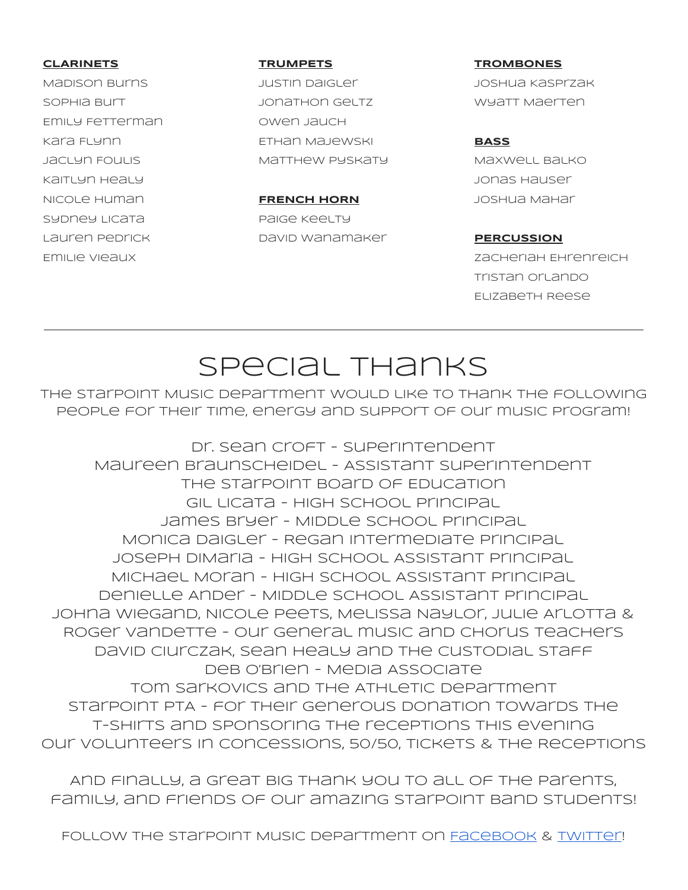**CLARINETS**

Madison Burns
Sophia Burt
Emily Fetterman
Kara Flynn
Jaclyn Foulis
Kaitlyn Healy
Nicole Human
Sydney Licata
Lauren Pedrick
Emilie Vieaux

**TRUMPETS**

Justin Daigler
Jonathon Geltz
Owen Jauch
Ethan Majewski
Matthew Pyskaty

**FRENCH HORN**

Paige Keelty
David Wanamaker

**TROMBONES**

Joshua Kasprzak
Wyatt Maerten

**BASS**

Maxwell Balko
Jonas Hauser
Joshua Mahar

**PERCUSSION**

Zacheriah Ehrenreich
Tristan Orlando
Elizabeth Reese

---

# Special Thanks

The Starpoint Music Department would like to thank the following people for their time, energy and support of our music program!

Dr. Sean Croft - Superintendent
Maureen Braunscheidel - Assistant Superintendent
The Starpoint Board of Education
Gil Licata - High School Principal
James Bryer - Middle School Principal
Monica Daigler - Regan Intermediate Principal
Joseph DiMaria - High School Assistant Principal
Michael Moran - High School Assistant Principal
Denielle Ander - Middle School Assistant Principal
Johna Wiegand, Nicole Peets, Melissa Naylor, Julie Arlotta & Roger Vandette - our general music and chorus teachers
David Ciurczak, Sean Healy and the custodial staff
Deb O'Brien - Media Associate
Tom Sarkovics and the Athletic Department
Starpoint PTA - for their generous donation towards the t-shirts and sponsoring the receptions this evening
Our volunteers in concessions, 50/50, tickets & the receptions

And finally, a great big thank you to all of the parents, family, and friends of our amazing Starpoint band students!

Follow the Starpoint Music Department on Facebook & Twitter!